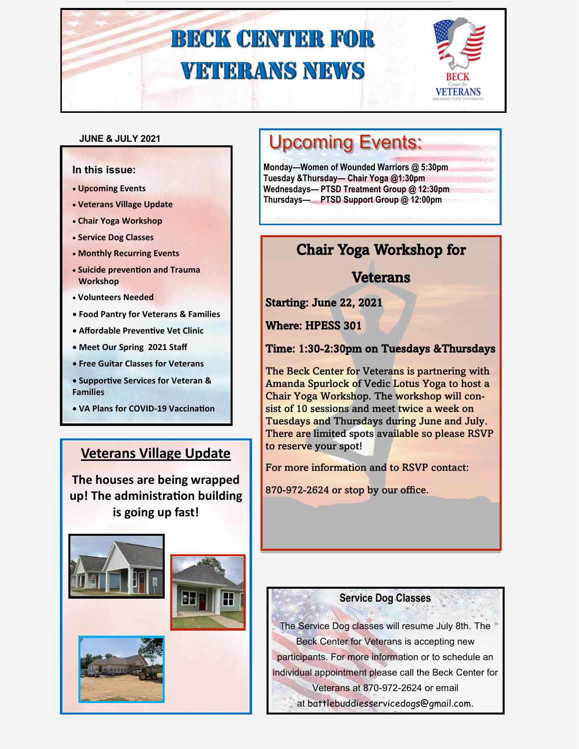# BECK CENTER FOR VETERANS NEWS

BECK Center for VETERANS ARKANSAS STATE UNIVERSITY

**JUNE & JULY 2021**

**In this issue:**

- Upcoming Events
- Veterans Village Update
- Chair Yoga Workshop
- Service Dog Classes
- Monthly Recurring Events
- Suicide prevention and Trauma Workshop
- Volunteers Needed
- Food Pantry for Veterans & Families
- Affordable Preventive Vet Clinic
- Meet Our Spring 2021 Staff
- Free Guitar Classes for Veterans
- Supportive Services for Veteran & Families
- VA Plans for COVID-19 Vaccination

## Upcoming Events:

**Monday—Women of Wounded Warriors @ 5:30pm**
**Tuesday &Thursday— Chair Yoga @1:30pm**
**Wednesdays— PTSD Treatment Group @ 12:30pm**
**Thursdays— PTSD Support Group @ 12:00pm**

## Chair Yoga Workshop for Veterans

**Starting: June 22, 2021**

**Where: HPESS 301**

**Time: 1:30-2:30pm on Tuesdays &Thursdays**

The Beck Center for Veterans is partnering with Amanda Spurlock of Vedic Lotus Yoga to host a Chair Yoga Workshop. The workshop will consist of 10 sessions and meet twice a week on Tuesdays and Thursdays during June and July. There are limited spots available so please RSVP to reserve your spot!

For more information and to RSVP contact:

870-972-2624 or stop by our office.

## Veterans Village Update

**The houses are being wrapped up! The administration building is going up fast!**

## Service Dog Classes

The Service Dog classes will resume July 8th. The Beck Center for Veterans is accepting new participants. For more information or to schedule an individual appointment please call the Beck Center for Veterans at 870-972-2624 or email at battlebuddiesservicedogs@gmail.com.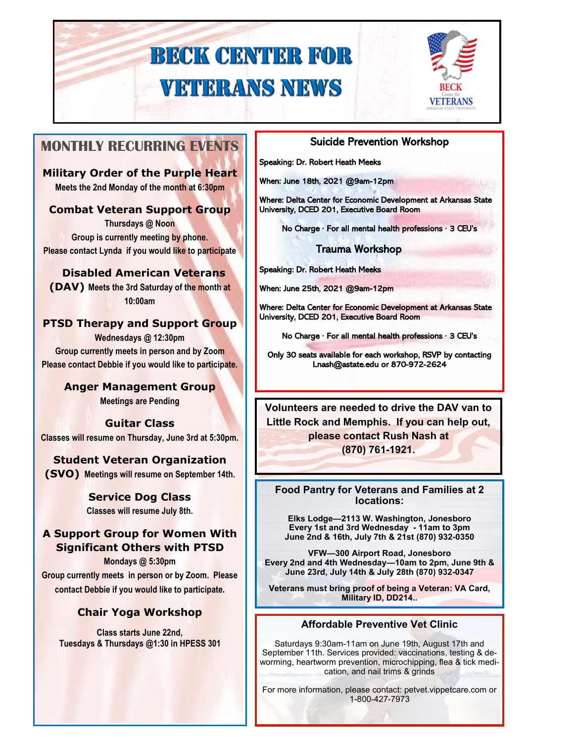# BECK CENTER FOR VETERANS NEWS

## MONTHLY RECURRING EVENTS

### Military Order of the Purple Heart

Meets the 2nd Monday of the month at 6:30pm

### Combat Veteran Support Group

Thursdays @ Noon
Group is currently meeting by phone.
Please contact Lynda if you would like to participate

### Disabled American Veterans (DAV)

Meets the 3rd Saturday of the month at 10:00am

### PTSD Therapy and Support Group

Wednesdays @ 12:30pm
Group currently meets in person and by Zoom
Please contact Debbie if you would like to participate.

### Anger Management Group

Meetings are Pending

### Guitar Class

Classes will resume on Thursday, June 3rd at 5:30pm.

### Student Veteran Organization (SVO)

Meetings will resume on September 14th.

### Service Dog Class

Classes will resume July 8th.

### A Support Group for Women With Significant Others with PTSD

Mondays @ 5:30pm
Group currently meets in person or by Zoom. Please contact Debbie if you would like to participate.

### Chair Yoga Workshop

Class starts June 22nd,
Tuesdays & Thursdays @1:30 in HPESS 301

---

### Suicide Prevention Workshop

Speaking: Dr. Robert Heath Meeks

When: June 18th, 2021 @9am-12pm

Where: Delta Center for Economic Development at Arkansas State University, DCED 201, Executive Board Room

No Charge · For all mental health professions · 3 CEU's

### Trauma Workshop

Speaking: Dr. Robert Heath Meeks

When: June 25th, 2021 @9am-12pm

Where: Delta Center for Economic Development at Arkansas State University, DCED 201, Executive Board Room

No Charge · For all mental health professions · 3 CEU's

Only 30 seats available for each workshop, RSVP by contacting Lnash@astate.edu or 870-972-2624

---

**Volunteers are needed to drive the DAV van to Little Rock and Memphis. If you can help out, please contact Rush Nash at (870) 761-1921.**

---

### Food Pantry for Veterans and Families at 2 locations:

**Elks Lodge—2113 W. Washington, Jonesboro**
**Every 1st and 3rd Wednesday - 11am to 3pm**
**June 2nd & 16th, July 7th & 21st (870) 932-0350**

**VFW—300 Airport Road, Jonesboro**
**Every 2nd and 4th Wednesday—10am to 2pm, June 9th & June 23rd, July 14th & July 28th (870) 932-0347**

**Veterans must bring proof of being a Veteran: VA Card, Military ID, DD214..**

---

### Affordable Preventive Vet Clinic

Saturdays 9:30am-11am on June 19th, August 17th and September 11th. Services provided: vaccinations, testing & deworming, heartworm prevention, microchipping, flea & tick medication, and nail trims & grinds

For more information, please contact: petvet.vippetcare.com or 1-800-427-7973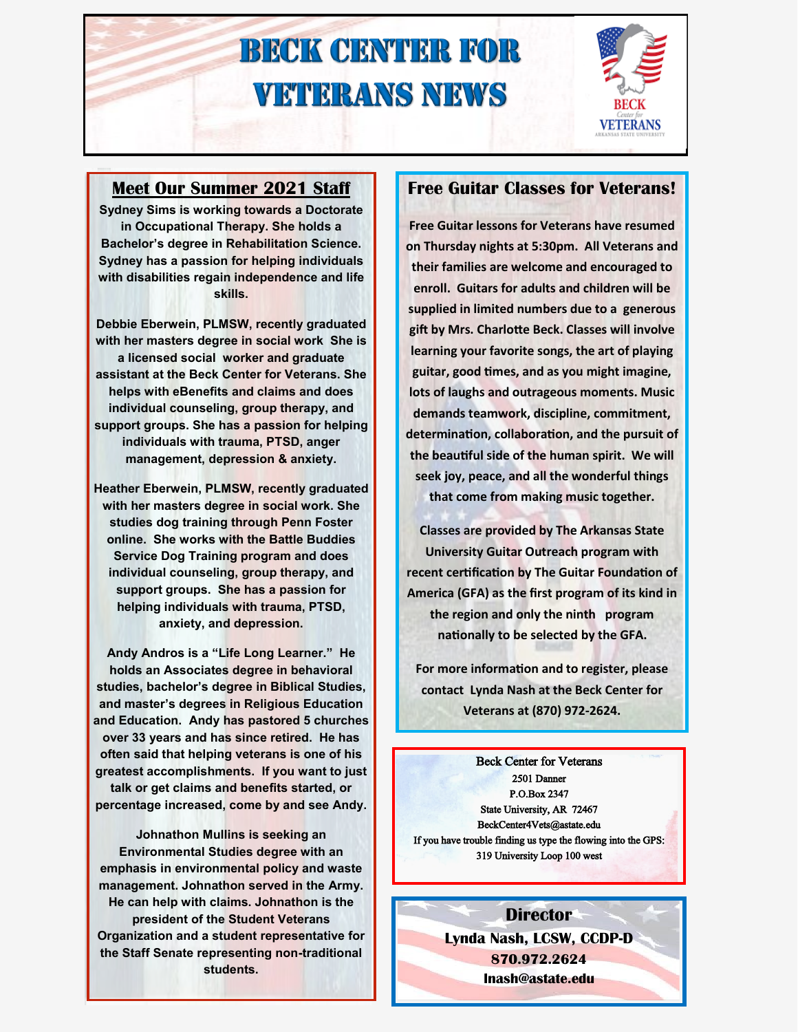# BECK CENTER FOR VETERANS NEWS

## Meet Our Summer 2021 Staff

**Sydney Sims is working towards a Doctorate in Occupational Therapy. She holds a Bachelor's degree in Rehabilitation Science. Sydney has a passion for helping individuals with disabilities regain independence and life skills.**

**Debbie Eberwein, PLMSW, recently graduated with her masters degree in social work She is a licensed social worker and graduate assistant at the Beck Center for Veterans. She helps with eBenefits and claims and does individual counseling, group therapy, and support groups. She has a passion for helping individuals with trauma, PTSD, anger management, depression & anxiety.**

**Heather Eberwein, PLMSW, recently graduated with her masters degree in social work. She studies dog training through Penn Foster online. She works with the Battle Buddies Service Dog Training program and does individual counseling, group therapy, and support groups. She has a passion for helping individuals with trauma, PTSD, anxiety, and depression.**

**Andy Andros is a "Life Long Learner." He holds an Associates degree in behavioral studies, bachelor's degree in Biblical Studies, and master's degrees in Religious Education and Education. Andy has pastored 5 churches over 33 years and has since retired. He has often said that helping veterans is one of his greatest accomplishments. If you want to just talk or get claims and benefits started, or percentage increased, come by and see Andy.**

**Johnathon Mullins is seeking an Environmental Studies degree with an emphasis in environmental policy and waste management. Johnathon served in the Army. He can help with claims. Johnathon is the president of the Student Veterans Organization and a student representative for the Staff Senate representing non-traditional students.**

## Free Guitar Classes for Veterans!

**Free Guitar lessons for Veterans have resumed on Thursday nights at 5:30pm. All Veterans and their families are welcome and encouraged to enroll. Guitars for adults and children will be supplied in limited numbers due to a generous gift by Mrs. Charlotte Beck. Classes will involve learning your favorite songs, the art of playing guitar, good times, and as you might imagine, lots of laughs and outrageous moments. Music demands teamwork, discipline, commitment, determination, collaboration, and the pursuit of the beautiful side of the human spirit. We will seek joy, peace, and all the wonderful things that come from making music together.**

**Classes are provided by The Arkansas State University Guitar Outreach program with recent certification by The Guitar Foundation of America (GFA) as the first program of its kind in the region and only the ninth program nationally to be selected by the GFA.**

**For more information and to register, please contact Lynda Nash at the Beck Center for Veterans at (870) 972-2624.**

Beck Center for Veterans
2501 Danner
P.O.Box 2347
State University, AR 72467
BeckCenter4Vets@astate.edu
If you have trouble finding us type the flowing into the GPS:
319 University Loop 100 west

**Director**
**Lynda Nash, LCSW, CCDP-D**
**870.972.2624**
**lnash@astate.edu**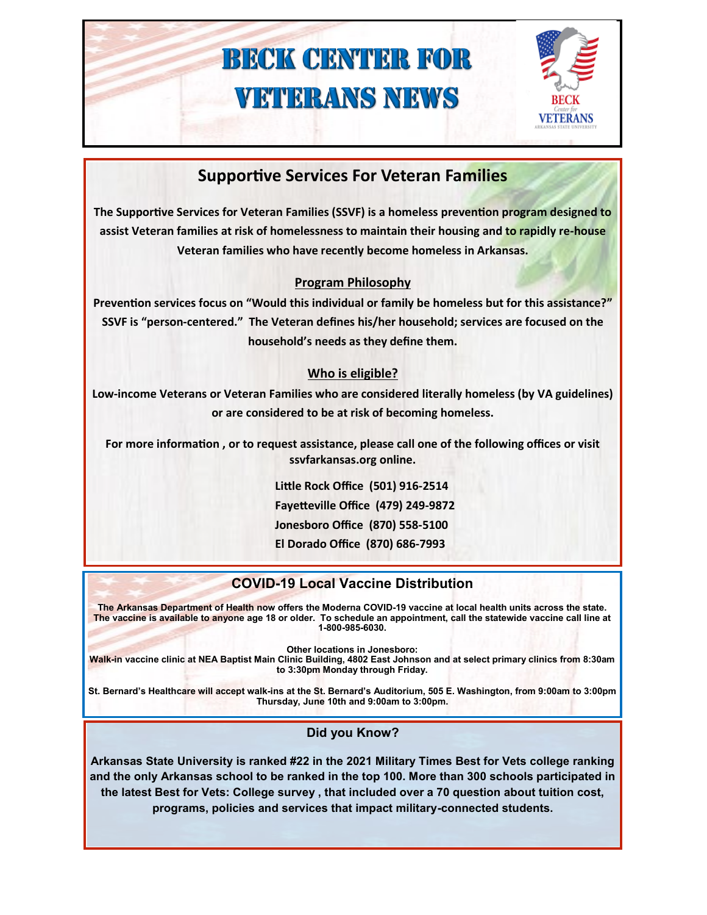# BECK CENTER FOR VETERANS NEWS

## Supportive Services For Veteran Families

**The Supportive Services for Veteran Families (SSVF) is a homeless prevention program designed to assist Veteran families at risk of homelessness to maintain their housing and to rapidly re-house Veteran families who have recently become homeless in Arkansas.**

### Program Philosophy

**Prevention services focus on "Would this individual or family be homeless but for this assistance?" SSVF is "person-centered." The Veteran defines his/her household; services are focused on the household's needs as they define them.**

### Who is eligible?

**Low-income Veterans or Veteran Families who are considered literally homeless (by VA guidelines) or are considered to be at risk of becoming homeless.**

**For more information , or to request assistance, please call one of the following offices or visit ssvfarkansas.org online.**

**Little Rock Office (501) 916-2514**
**Fayetteville Office (479) 249-9872**
**Jonesboro Office (870) 558-5100**
**El Dorado Office (870) 686-7993**

## COVID-19 Local Vaccine Distribution

**The Arkansas Department of Health now offers the Moderna COVID-19 vaccine at local health units across the state. The vaccine is available to anyone age 18 or older. To schedule an appointment, call the statewide vaccine call line at 1-800-985-6030.**

**Other locations in Jonesboro:**
**Walk-in vaccine clinic at NEA Baptist Main Clinic Building, 4802 East Johnson and at select primary clinics from 8:30am to 3:30pm Monday through Friday.**

**St. Bernard's Healthcare will accept walk-ins at the St. Bernard's Auditorium, 505 E. Washington, from 9:00am to 3:00pm Thursday, June 10th and 9:00am to 3:00pm.**

## Did you Know?

**Arkansas State University is ranked #22 in the 2021 Military Times Best for Vets college ranking and the only Arkansas school to be ranked in the top 100. More than 300 schools participated in the latest Best for Vets: College survey , that included over a 70 question about tuition cost, programs, policies and services that impact military-connected students.**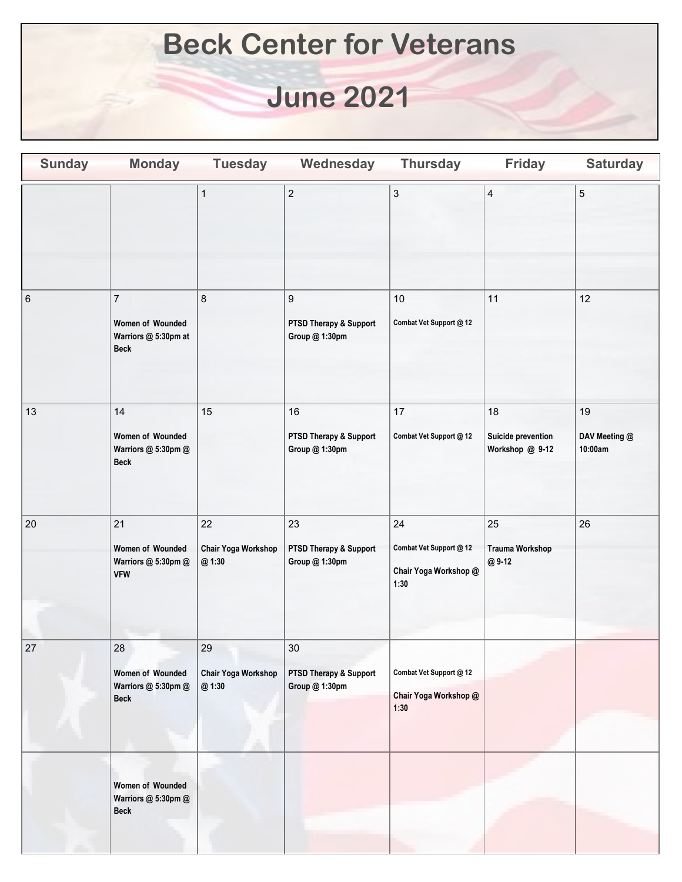# Beck Center for Veterans

# June 2021

| Sunday | Monday | Tuesday | Wednesday | Thursday | Friday | Saturday |
|---|---|---|---|---|---|---|
| | | 1 | 2 | 3 | 4 | 5 |
| 6 | 7<br>**Women of Wounded Warriors @ 5:30pm at Beck** | 8 | 9<br>**PTSD Therapy & Support Group @ 1:30pm** | 10<br>**Combat Vet Support @ 12** | 11 | 12 |
| 13 | 14<br>**Women of Wounded Warriors @ 5:30pm @ Beck** | 15 | 16<br>**PTSD Therapy & Support Group @ 1:30pm** | 17<br>**Combat Vet Support @ 12** | 18<br>**Suicide prevention Workshop @ 9-12** | 19<br>**DAV Meeting @ 10:00am** |
| 20 | 21<br>**Women of Wounded Warriors @ 5:30pm @ VFW** | 22<br>**Chair Yoga Workshop @ 1:30** | 23<br>**PTSD Therapy & Support Group @ 1:30pm** | 24<br>**Combat Vet Support @ 12**<br>**Chair Yoga Workshop @ 1:30** | 25<br>**Trauma Workshop @ 9-12** | 26 |
| 27 | 28<br>**Women of Wounded Warriors @ 5:30pm @ Beck** | 29<br>**Chair Yoga Workshop @ 1:30** | 30<br>**PTSD Therapy & Support Group @ 1:30pm** | **Combat Vet Support @ 12**<br>**Chair Yoga Workshop @ 1:30** | | |
| | **Women of Wounded Warriors @ 5:30pm @ Beck** | | | | | |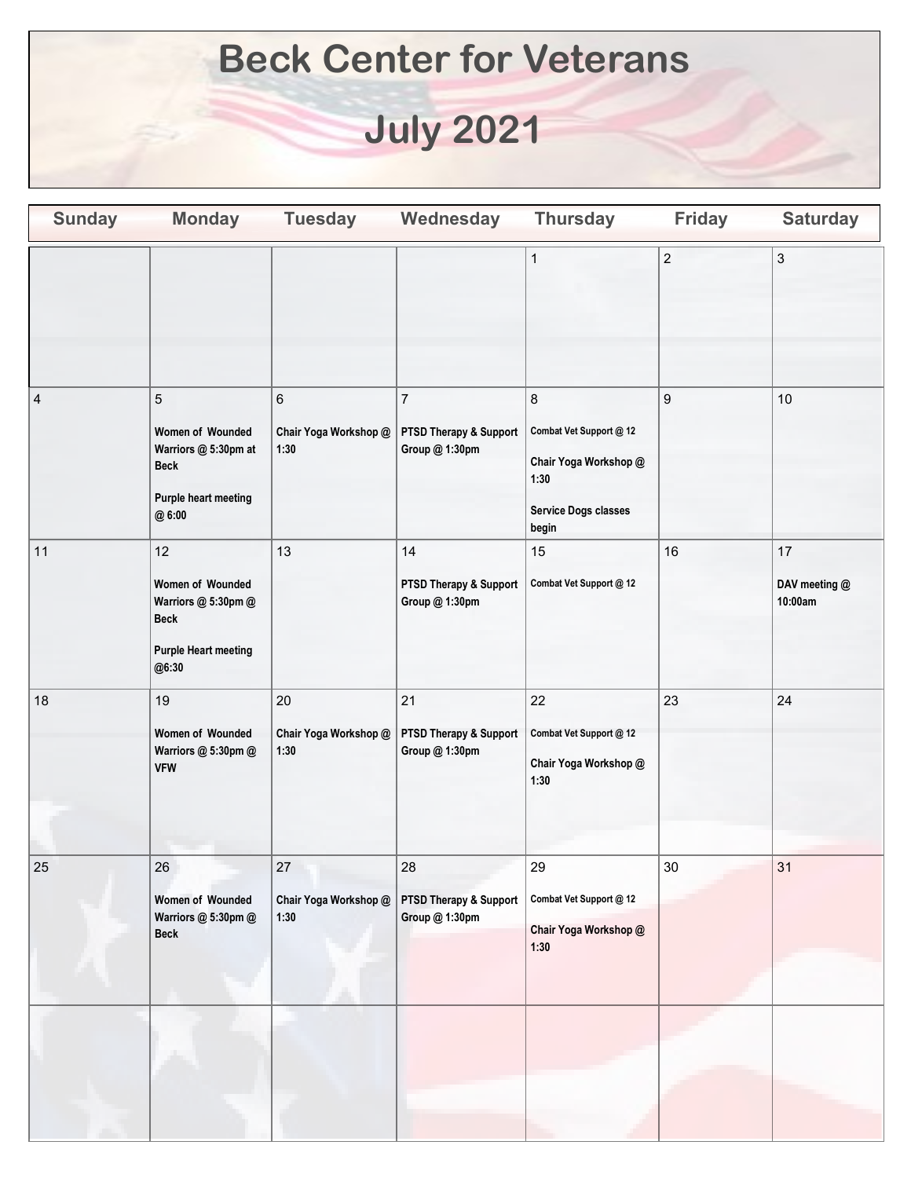# Beck Center for Veterans

# July 2021

| Sunday | Monday | Tuesday | Wednesday | Thursday | Friday | Saturday |
|---|---|---|---|---|---|---|
| | | | | 1 | 2 | 3 |
| 4 | 5<br>**Women of Wounded Warriors @ 5:30pm at Beck**<br>**Purple heart meeting @ 6:00** | 6<br>**Chair Yoga Workshop @ 1:30** | 7<br>**PTSD Therapy & Support Group @ 1:30pm** | 8<br>**Combat Vet Support @ 12**<br>**Chair Yoga Workshop @ 1:30**<br>**Service Dogs classes begin** | 9 | 10 |
| 11 | 12<br>**Women of Wounded Warriors @ 5:30pm @ Beck**<br>**Purple Heart meeting @6:30** | 13 | 14<br>**PTSD Therapy & Support Group @ 1:30pm** | 15<br>**Combat Vet Support @ 12** | 16 | 17<br>**DAV meeting @ 10:00am** |
| 18 | 19<br>**Women of Wounded Warriors @ 5:30pm @ VFW** | 20<br>**Chair Yoga Workshop @ 1:30** | 21<br>**PTSD Therapy & Support Group @ 1:30pm** | 22<br>**Combat Vet Support @ 12**<br>**Chair Yoga Workshop @ 1:30** | 23 | 24 |
| 25 | 26<br>**Women of Wounded Warriors @ 5:30pm @ Beck** | 27<br>**Chair Yoga Workshop @ 1:30** | 28<br>**PTSD Therapy & Support Group @ 1:30pm** | 29<br>**Combat Vet Support @ 12**<br>**Chair Yoga Workshop @ 1:30** | 30 | 31 |
| | | | | | | |